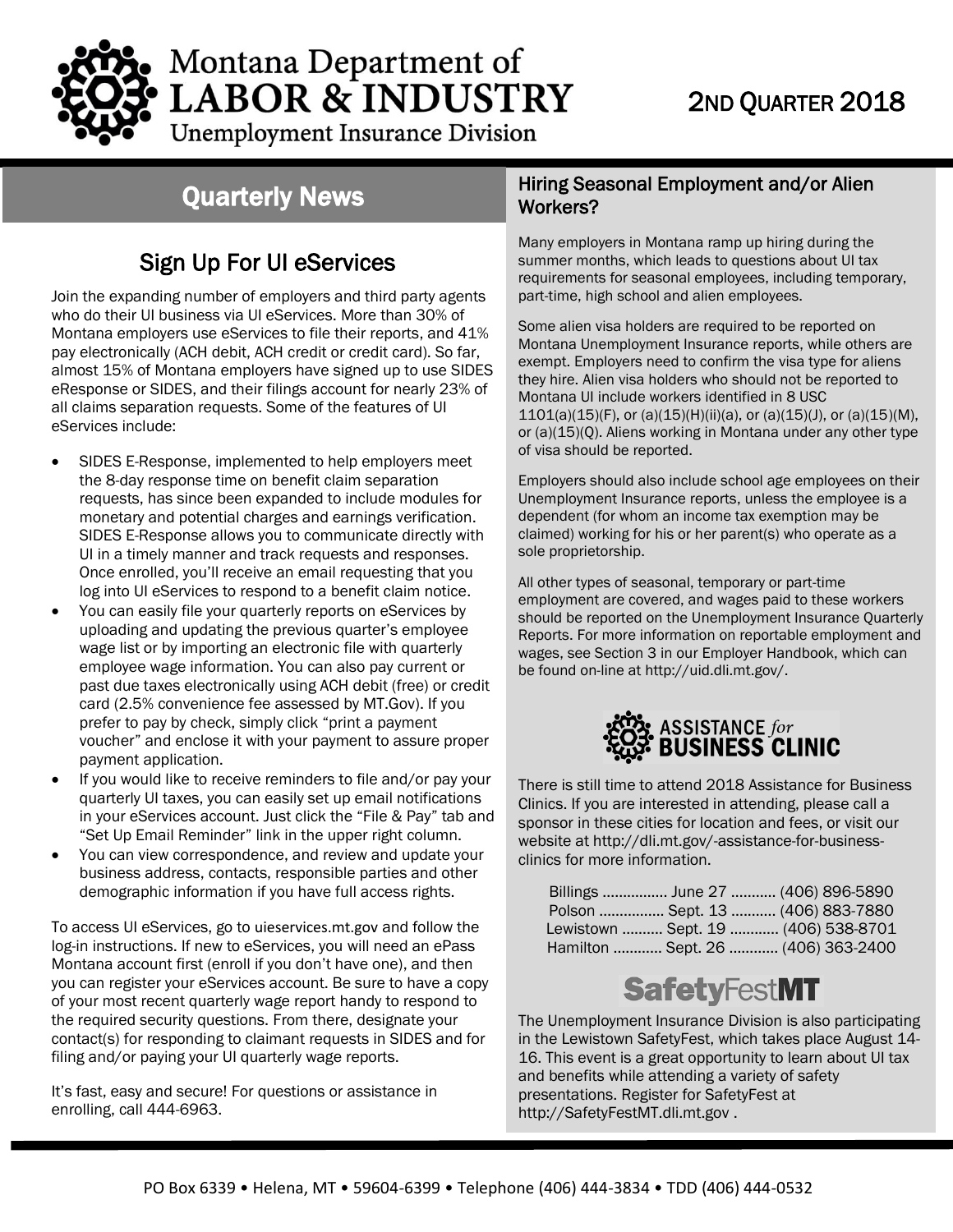# Montana Department of LABOR & INDUSTRY

Unemployment Insurance Division

2ND QUARTER 2018

## Quarterly News

### Sign Up For UI eServices

Join the expanding number of employers and third party agents who do their UI business via UI eServices. More than 30% of Montana employers use eServices to file their reports, and 41% pay electronically (ACH debit, ACH credit or credit card). So far, almost 15% of Montana employers have signed up to use SIDES eResponse or SIDES, and their filings account for nearly 23% of all claims separation requests. Some of the features of UI eServices include:

- SIDES E-Response, implemented to help employers meet the 8-day response time on benefit claim separation requests, has since been expanded to include modules for monetary and potential charges and earnings verification. SIDES E-Response allows you to communicate directly with UI in a timely manner and track requests and responses. Once enrolled, you'll receive an email requesting that you log into UI eServices to respond to a benefit claim notice.
- You can easily file your quarterly reports on eServices by uploading and updating the previous quarter's employee wage list or by importing an electronic file with quarterly employee wage information. You can also pay current or past due taxes electronically using ACH debit (free) or credit card (2.5% convenience fee assessed by MT.Gov). If you prefer to pay by check, simply click "print a payment voucher" and enclose it with your payment to assure proper payment application.
- If you would like to receive reminders to file and/or pay your quarterly UI taxes, you can easily set up email notifications in your eServices account. Just click the "File & Pay" tab and "Set Up Email Reminder" link in the upper right column.
- You can view correspondence, and review and update your business address, contacts, responsible parties and other demographic information if you have full access rights.

To access UI eServices, go to uieservices.mt.gov and follow the log-in instructions. If new to eServices, you will need an ePass Montana account first (enroll if you don't have one), and then you can register your eServices account. Be sure to have a copy of your most recent quarterly wage report handy to respond to the required security questions. From there, designate your contact(s) for responding to claimant requests in SIDES and for filing and/or paying your UI quarterly wage reports.

It's fast, easy and secure! For questions or assistance in enrolling, call 444-6963.

### Hiring Seasonal Employment and/or Alien Workers?

Many employers in Montana ramp up hiring during the summer months, which leads to questions about UI tax requirements for seasonal employees, including temporary, part-time, high school and alien employees.

Some alien visa holders are required to be reported on Montana Unemployment Insurance reports, while others are exempt. Employers need to confirm the visa type for aliens they hire. Alien visa holders who should not be reported to Montana UI include workers identified in 8 USC 1101(a)(15)(F), or (a)(15)(H)(ii)(a), or (a)(15)(J), or (a)(15)(M), or (a)(15)(Q). Aliens working in Montana under any other type of visa should be reported.

Employers should also include school age employees on their Unemployment Insurance reports, unless the employee is a dependent (for whom an income tax exemption may be claimed) working for his or her parent(s) who operate as a sole proprietorship.

All other types of seasonal, temporary or part-time employment are covered, and wages paid to these workers should be reported on the Unemployment Insurance Quarterly Reports. For more information on reportable employment and wages, see Section 3 in our Employer Handbook, which can be found on-line at http://uid.dli.mt.gov/.

### ASSISTANCE *for* BUSINESS CLINIC

There is still time to attend 2018 Assistance for Business Clinics. If you are interested in attending, please call a sponsor in these cities for location and fees, or visit our website at http://dli.mt.gov/-assistance-for-business-clinics for more information.

Billings ................ June 27 ........... (406) 896-5890
Polson ................ Sept. 13 ........... (406) 883-7880
Lewistown .......... Sept. 19 ............ (406) 538-8701
Hamilton ............ Sept. 26 ............ (406) 363-2400

### SafetyFestMT

The Unemployment Insurance Division is also participating in the Lewistown SafetyFest, which takes place August 14-16. This event is a great opportunity to learn about UI tax and benefits while attending a variety of safety presentations. Register for SafetyFest at http://SafetyFestMT.dli.mt.gov .

PO Box 6339 • Helena, MT • 59604-6399 • Telephone (406) 444-3834 • TDD (406) 444-0532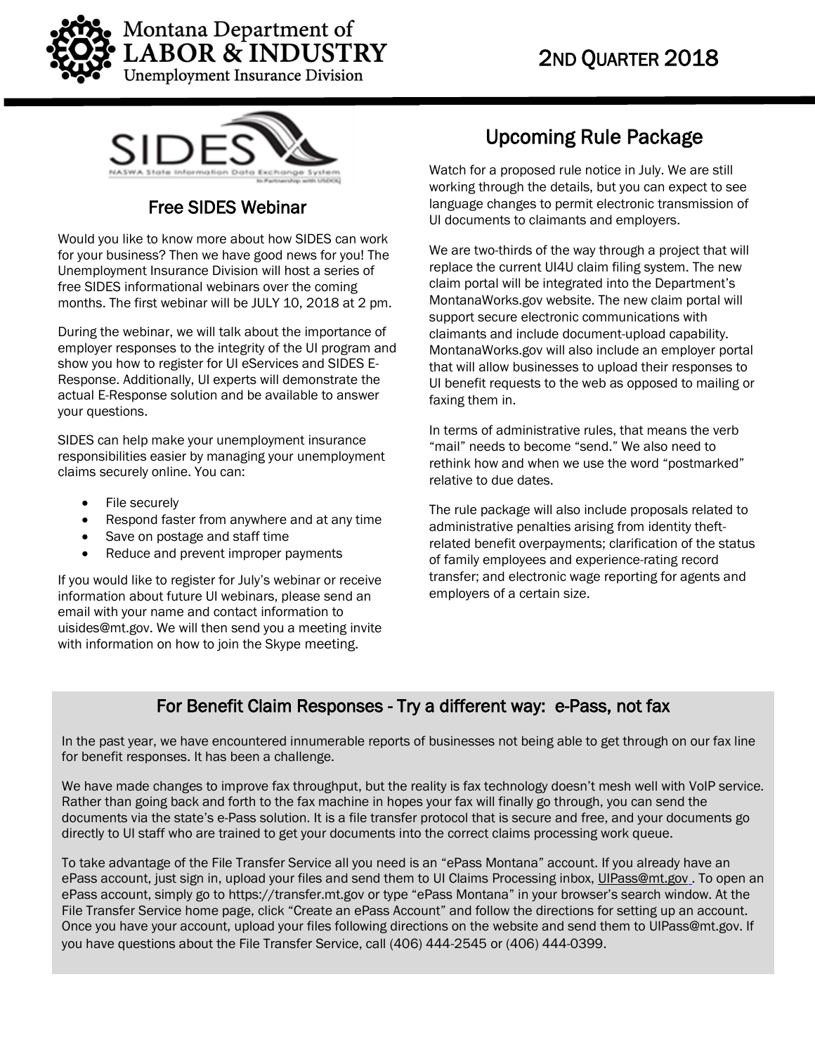# Montana Department of LABOR & INDUSTRY

Unemployment Insurance Division

## 2ND QUARTER 2018

## Free SIDES Webinar

Would you like to know more about how SIDES can work for your business? Then we have good news for you! The Unemployment Insurance Division will host a series of free SIDES informational webinars over the coming months. The first webinar will be JULY 10, 2018 at 2 pm.

During the webinar, we will talk about the importance of employer responses to the integrity of the UI program and show you how to register for UI eServices and SIDES E-Response. Additionally, UI experts will demonstrate the actual E-Response solution and be available to answer your questions.

SIDES can help make your unemployment insurance responsibilities easier by managing your unemployment claims securely online. You can:

- File securely
- Respond faster from anywhere and at any time
- Save on postage and staff time
- Reduce and prevent improper payments

If you would like to register for July's webinar or receive information about future UI webinars, please send an email with your name and contact information to uisides@mt.gov. We will then send you a meeting invite with information on how to join the Skype meeting.

## Upcoming Rule Package

Watch for a proposed rule notice in July. We are still working through the details, but you can expect to see language changes to permit electronic transmission of UI documents to claimants and employers.

We are two-thirds of the way through a project that will replace the current UI4U claim filing system. The new claim portal will be integrated into the Department's MontanaWorks.gov website. The new claim portal will support secure electronic communications with claimants and include document-upload capability. MontanaWorks.gov will also include an employer portal that will allow businesses to upload their responses to UI benefit requests to the web as opposed to mailing or faxing them in.

In terms of administrative rules, that means the verb "mail" needs to become "send." We also need to rethink how and when we use the word "postmarked" relative to due dates.

The rule package will also include proposals related to administrative penalties arising from identity theft-related benefit overpayments; clarification of the status of family employees and experience-rating record transfer; and electronic wage reporting for agents and employers of a certain size.

## For Benefit Claim Responses - Try a different way: e-Pass, not fax

In the past year, we have encountered innumerable reports of businesses not being able to get through on our fax line for benefit responses. It has been a challenge.

We have made changes to improve fax throughput, but the reality is fax technology doesn't mesh well with VoIP service. Rather than going back and forth to the fax machine in hopes your fax will finally go through, you can send the documents via the state's e-Pass solution. It is a file transfer protocol that is secure and free, and your documents go directly to UI staff who are trained to get your documents into the correct claims processing work queue.

To take advantage of the File Transfer Service all you need is an "ePass Montana" account. If you already have an ePass account, just sign in, upload your files and send them to UI Claims Processing inbox, UIPass@mt.gov . To open an ePass account, simply go to https://transfer.mt.gov or type "ePass Montana" in your browser's search window. At the File Transfer Service home page, click "Create an ePass Account" and follow the directions for setting up an account. Once you have your account, upload your files following directions on the website and send them to UIPass@mt.gov. If you have questions about the File Transfer Service, call (406) 444-2545 or (406) 444-0399.